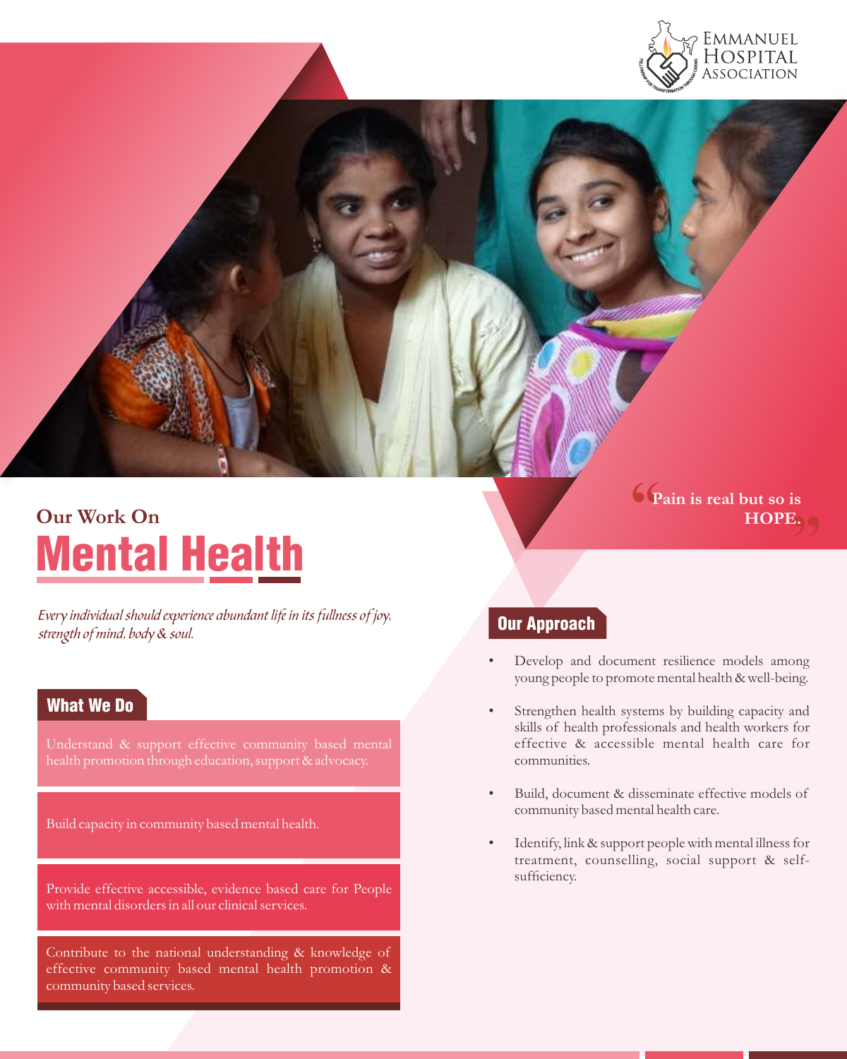Emmanuel Hospital Association

## Our Work On

# Mental Health

*Every individual should experience abundant life in its fullness of joy, strength of mind, body & soul.*

> "Pain is real but so is **HOPE.**"

### What We Do

- Understand & support effective community based mental health promotion through education, support & advocacy.
- Build capacity in community based mental health.
- Provide effective accessible, evidence based care for People with mental disorders in all our clinical services.
- Contribute to the national understanding & knowledge of effective community based mental health promotion & community based services.

### Our Approach

- Develop and document resilience models among young people to promote mental health & well-being.
- Strengthen health systems by building capacity and skills of health professionals and health workers for effective & accessible mental health care for communities.
- Build, document & disseminate effective models of community based mental health care.
- Identify, link & support people with mental illness for treatment, counselling, social support & self-sufficiency.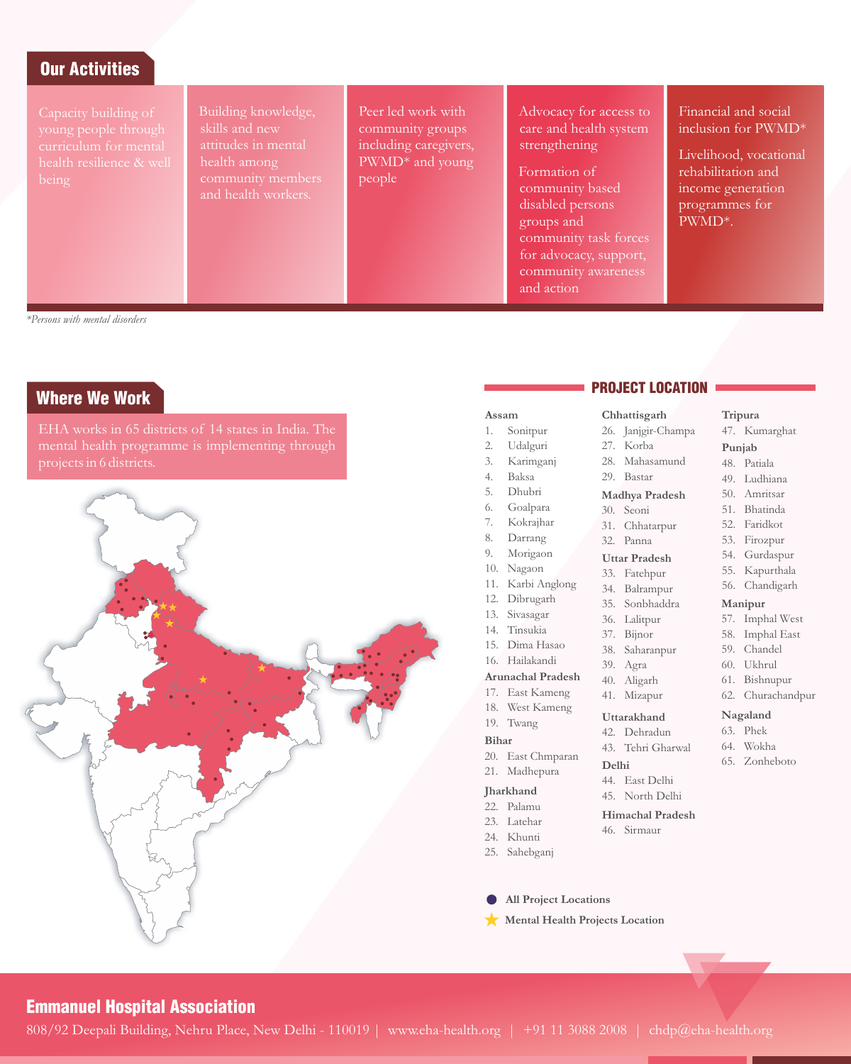## Our Activities

- Capacity building of young people through curriculum for mental health resilience & well being
- Building knowledge, skills and new attitudes in mental health among community members and health workers.
- Peer led work with community groups including caregivers, PWMD* and young people
- Advocacy for access to care and health system strengthening

  Formation of community based disabled persons groups and community task forces for advocacy, support, community awareness and action
- Financial and social inclusion for PWMD*

  Livelihood, vocational rehabilitation and income generation programmes for PWMD*.

*Persons with mental disorders*

## Where We Work

EHA works in 65 districts of 14 states in India. The mental health programme is implementing through projects in 6 districts.

## PROJECT LOCATION

**Assam**
1. Sonitpur
2. Udalguri
3. Karimganj
4. Baksa
5. Dhubri
6. Goalpara
7. Kokrajhar
8. Darrang
9. Morigaon
10. Nagaon
11. Karbi Anglong
12. Dibrugarh
13. Sivasagar
14. Tinsukia
15. Dima Hasao
16. Hailakandi

**Arunachal Pradesh**
17. East Kameng
18. West Kameng
19. Twang

**Bihar**
20. East Chmparan
21. Madhepura

**Jharkhand**
22. Palamu
23. Latehar
24. Khunti
25. Sahebganj

**Chhattisgarh**
26. Janjgir-Champa
27. Korba
28. Mahasamund
29. Bastar

**Madhya Pradesh**
30. Seoni
31. Chhatarpur
32. Panna

**Uttar Pradesh**
33. Fatehpur
34. Balrampur
35. Sonbhadra
36. Lalitpur
37. Bijnor
38. Saharanpur
39. Agra
40. Aligarh
41. Mizapur

**Uttarakhand**
42. Dehradun
43. Tehri Gharwal

**Delhi**
44. East Delhi
45. North Delhi

**Himachal Pradesh**
46. Sirmaur

**Tripura**
47. Kumarghat

**Punjab**
48. Patiala
49. Ludhiana
50. Amritsar
51. Bhatinda
52. Faridkot
53. Firozpur
54. Gurdaspur
55. Kapurthala
56. Chandigarh

**Manipur**
57. Imphal West
58. Imphal East
59. Chandel
60. Ukhrul
61. Bishnupur
62. Churachandpur

**Nagaland**
63. Phek
64. Wokha
65. Zonheboto

● All Project Locations

★ Mental Health Projects Location

**Emmanuel Hospital Association**

808/92 Deepali Building, Nehru Place, New Delhi - 110019 | www.eha-health.org | +91 11 3088 2008 | chdp@eha-health.org